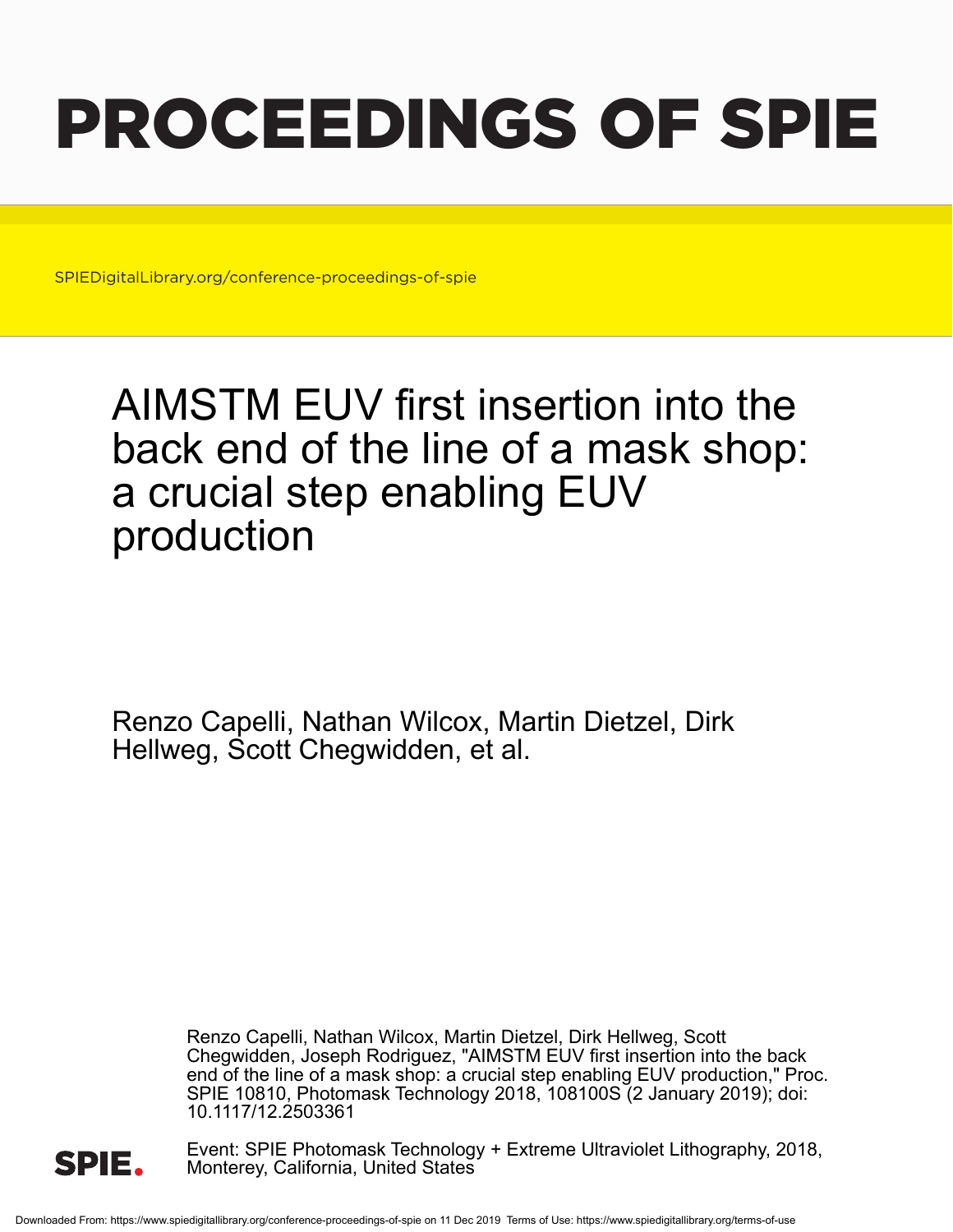# PROCEEDINGS OF SPIE

SPIEDigitalLibrary.org/conference-proceedings-of-spie

## AIMSTM EUV first insertion into the back end of the line of a mask shop: a crucial step enabling EUV production

Renzo Capelli, Nathan Wilcox, Martin Dietzel, Dirk Hellweg, Scott Chegwidden, et al.

Renzo Capelli, Nathan Wilcox, Martin Dietzel, Dirk Hellweg, Scott Chegwidden, Joseph Rodriguez, "AIMSTM EUV first insertion into the back end of the line of a mask shop: a crucial step enabling EUV production," Proc. SPIE 10810, Photomask Technology 2018, 108100S (2 January 2019); doi: 10.1117/12.2503361

Event: SPIE Photomask Technology + Extreme Ultraviolet Lithography, 2018, Monterey, California, United States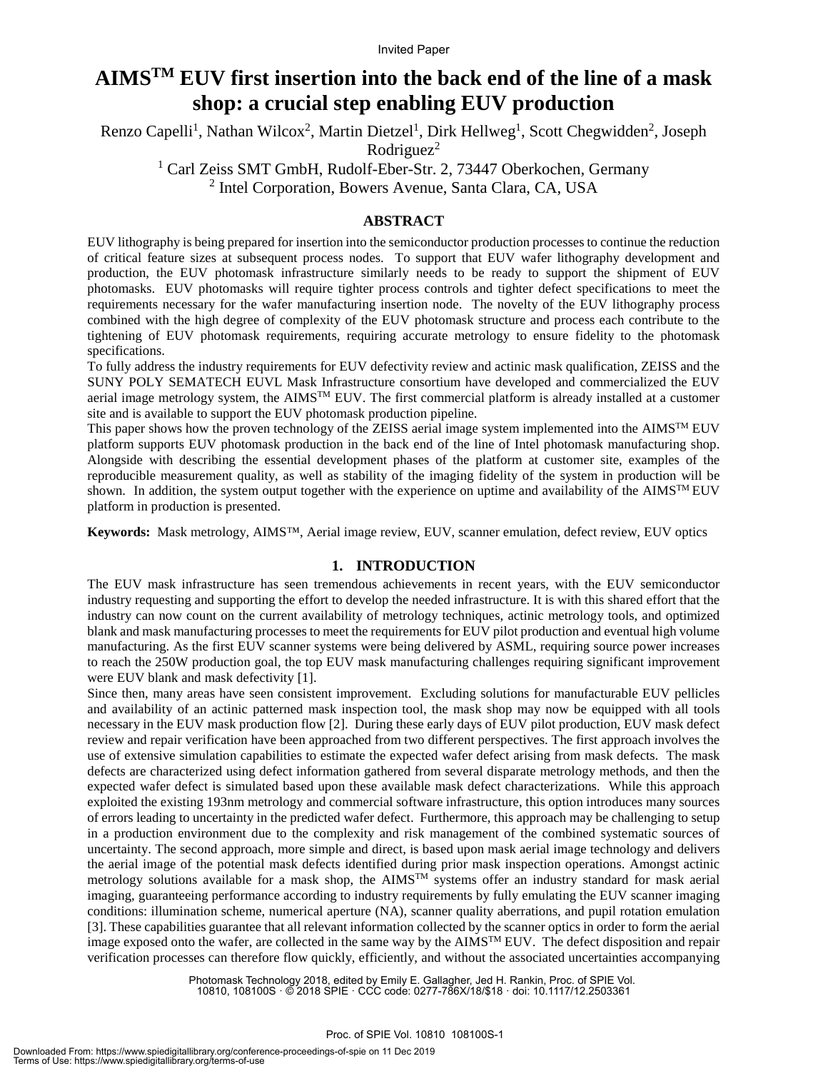Invited Paper

# AIMS$^{TM}$ EUV first insertion into the back end of the line of a mask shop: a crucial step enabling EUV production

Renzo Capelli[1], Nathan Wilcox[2], Martin Dietzel[1], Dirk Hellweg[1], Scott Chegwidden[2], Joseph Rodriguez[2]

[1] Carl Zeiss SMT GmbH, Rudolf-Eber-Str. 2, 73447 Oberkochen, Germany

[2] Intel Corporation, Bowers Avenue, Santa Clara, CA, USA

## ABSTRACT

EUV lithography is being prepared for insertion into the semiconductor production processes to continue the reduction of critical feature sizes at subsequent process nodes. To support that EUV wafer lithography development and production, the EUV photomask infrastructure similarly needs to be ready to support the shipment of EUV photomasks. EUV photomasks will require tighter process controls and tighter defect specifications to meet the requirements necessary for the wafer manufacturing insertion node. The novelty of the EUV lithography process combined with the high degree of complexity of the EUV photomask structure and process each contribute to the tightening of EUV photomask requirements, requiring accurate metrology to ensure fidelity to the photomask specifications.

To fully address the industry requirements for EUV defectivity review and actinic mask qualification, ZEISS and the SUNY POLY SEMATECH EUVL Mask Infrastructure consortium have developed and commercialized the EUV aerial image metrology system, the AIMS$^{TM}$ EUV. The first commercial platform is already installed at a customer site and is available to support the EUV photomask production pipeline.

This paper shows how the proven technology of the ZEISS aerial image system implemented into the AIMS$^{TM}$ EUV platform supports EUV photomask production in the back end of the line of Intel photomask manufacturing shop. Alongside with describing the essential development phases of the platform at customer site, examples of the reproducible measurement quality, as well as stability of the imaging fidelity of the system in production will be shown. In addition, the system output together with the experience on uptime and availability of the AIMS$^{TM}$ EUV platform in production is presented.

**Keywords:** Mask metrology, AIMS™, Aerial image review, EUV, scanner emulation, defect review, EUV optics

## 1. INTRODUCTION

The EUV mask infrastructure has seen tremendous achievements in recent years, with the EUV semiconductor industry requesting and supporting the effort to develop the needed infrastructure. It is with this shared effort that the industry can now count on the current availability of metrology techniques, actinic metrology tools, and optimized blank and mask manufacturing processes to meet the requirements for EUV pilot production and eventual high volume manufacturing. As the first EUV scanner systems were being delivered by ASML, requiring source power increases to reach the 250W production goal, the top EUV mask manufacturing challenges requiring significant improvement were EUV blank and mask defectivity [1].

Since then, many areas have seen consistent improvement. Excluding solutions for manufacturable EUV pellicles and availability of an actinic patterned mask inspection tool, the mask shop may now be equipped with all tools necessary in the EUV mask production flow [2]. During these early days of EUV pilot production, EUV mask defect review and repair verification have been approached from two different perspectives. The first approach involves the use of extensive simulation capabilities to estimate the expected wafer defect arising from mask defects. The mask defects are characterized using defect information gathered from several disparate metrology methods, and then the expected wafer defect is simulated based upon these available mask defect characterizations. While this approach exploited the existing 193nm metrology and commercial software infrastructure, this option introduces many sources of errors leading to uncertainty in the predicted wafer defect. Furthermore, this approach may be challenging to setup in a production environment due to the complexity and risk management of the combined systematic sources of uncertainty. The second approach, more simple and direct, is based upon mask aerial image technology and delivers the aerial image of the potential mask defects identified during prior mask inspection operations. Amongst actinic metrology solutions available for a mask shop, the AIMS$^{TM}$ systems offer an industry standard for mask aerial imaging, guaranteeing performance according to industry requirements by fully emulating the EUV scanner imaging conditions: illumination scheme, numerical aperture (NA), scanner quality aberrations, and pupil rotation emulation [3]. These capabilities guarantee that all relevant information collected by the scanner optics in order to form the aerial image exposed onto the wafer, are collected in the same way by the AIMS$^{TM}$ EUV. The defect disposition and repair verification processes can therefore flow quickly, efficiently, and without the associated uncertainties accompanying

Photomask Technology 2018, edited by Emily E. Gallagher, Jed H. Rankin, Proc. of SPIE Vol. 10810, 108100S · © 2018 SPIE · CCC code: 0277-786X/18/$18 · doi: 10.1117/12.2503361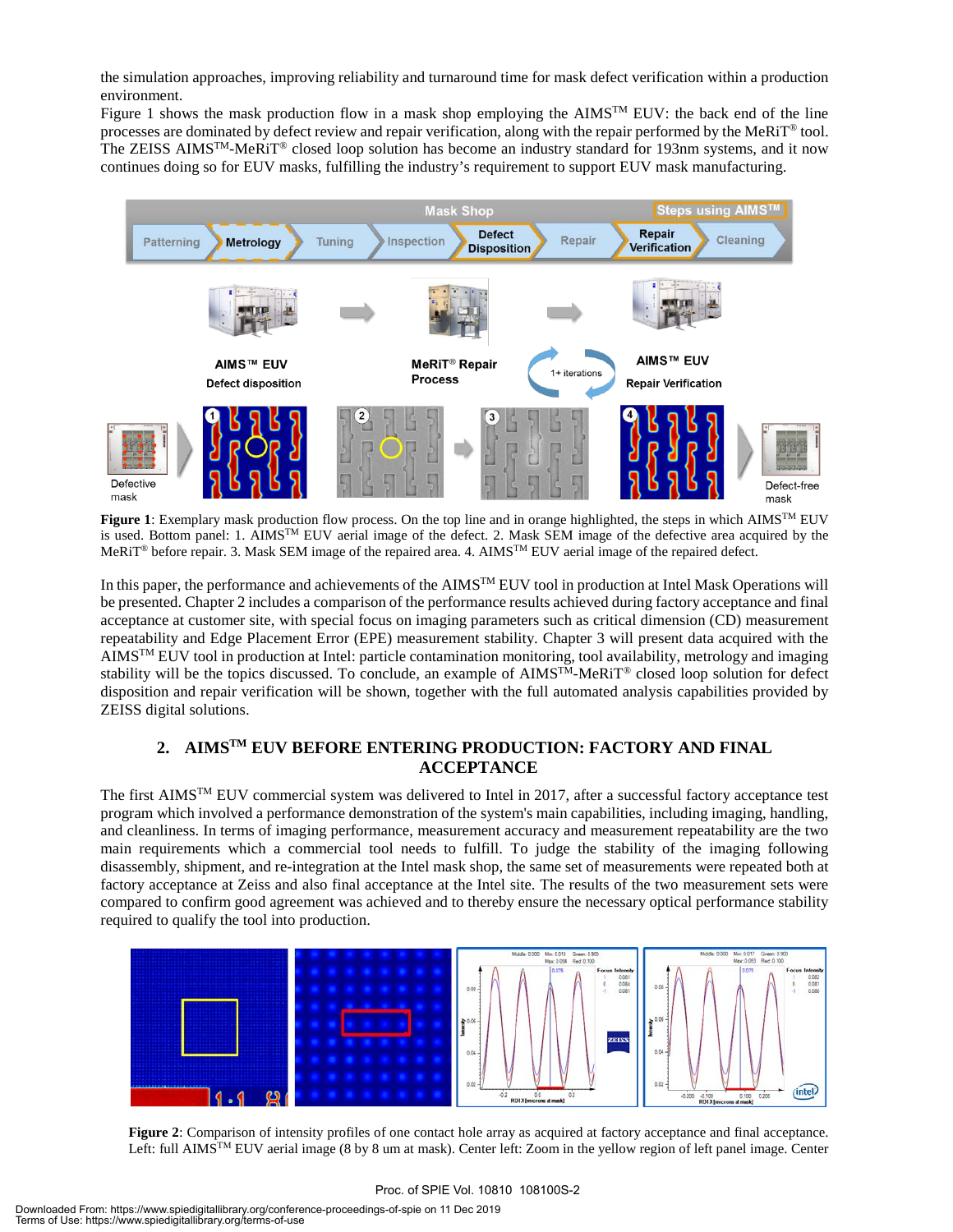the simulation approaches, improving reliability and turnaround time for mask defect verification within a production environment.

Figure 1 shows the mask production flow in a mask shop employing the AIMS™ EUV: the back end of the line processes are dominated by defect review and repair verification, along with the repair performed by the MeRiT® tool. The ZEISS AIMS™-MeRiT® closed loop solution has become an industry standard for 193nm systems, and it now continues doing so for EUV masks, fulfilling the industry's requirement to support EUV mask manufacturing.

**Figure 1**: Exemplary mask production flow process. On the top line and in orange highlighted, the steps in which AIMS™ EUV is used. Bottom panel: 1. AIMS™ EUV aerial image of the defect. 2. Mask SEM image of the defective area acquired by the MeRiT® before repair. 3. Mask SEM image of the repaired area. 4. AIMS™ EUV aerial image of the repaired defect.

In this paper, the performance and achievements of the AIMS™ EUV tool in production at Intel Mask Operations will be presented. Chapter 2 includes a comparison of the performance results achieved during factory acceptance and final acceptance at customer site, with special focus on imaging parameters such as critical dimension (CD) measurement repeatability and Edge Placement Error (EPE) measurement stability. Chapter 3 will present data acquired with the AIMS™ EUV tool in production at Intel: particle contamination monitoring, tool availability, metrology and imaging stability will be the topics discussed. To conclude, an example of AIMS™-MeRiT® closed loop solution for defect disposition and repair verification will be shown, together with the full automated analysis capabilities provided by ZEISS digital solutions.

## 2. AIMS™ EUV BEFORE ENTERING PRODUCTION: FACTORY AND FINAL ACCEPTANCE

The first AIMS™ EUV commercial system was delivered to Intel in 2017, after a successful factory acceptance test program which involved a performance demonstration of the system's main capabilities, including imaging, handling, and cleanliness. In terms of imaging performance, measurement accuracy and measurement repeatability are the two main requirements which a commercial tool needs to fulfill. To judge the stability of the imaging following disassembly, shipment, and re-integration at the Intel mask shop, the same set of measurements were repeated both at factory acceptance at Zeiss and also final acceptance at the Intel site. The results of the two measurement sets were compared to confirm good agreement was achieved and to thereby ensure the necessary optical performance stability required to qualify the tool into production.

**Figure 2**: Comparison of intensity profiles of one contact hole array as acquired at factory acceptance and final acceptance. Left: full AIMS™ EUV aerial image (8 by 8 um at mask). Center left: Zoom in the yellow region of left panel image. Center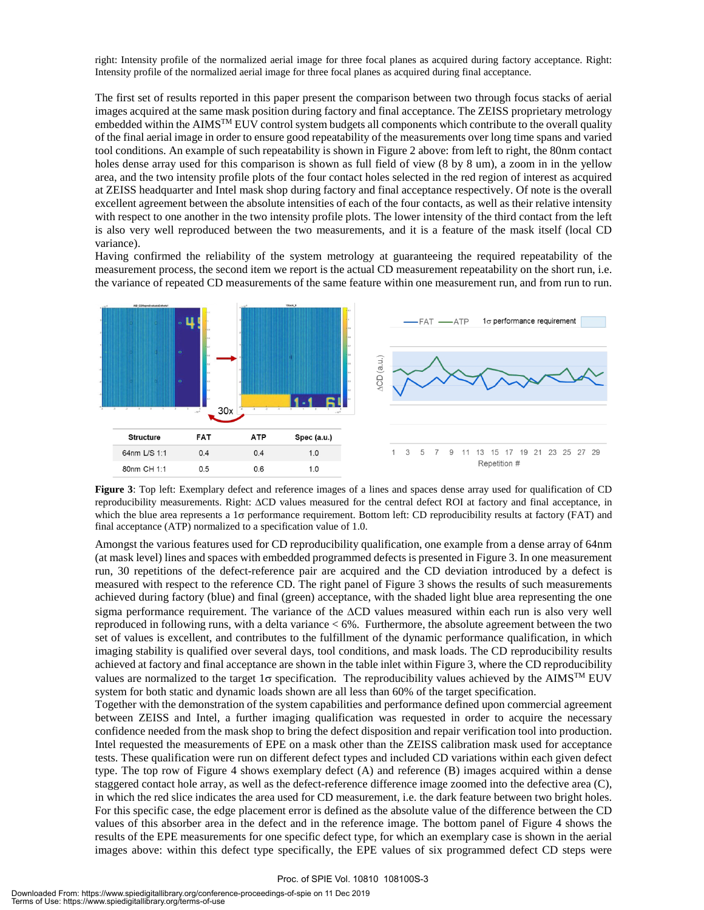right: Intensity profile of the normalized aerial image for three focal planes as acquired during factory acceptance. Right: Intensity profile of the normalized aerial image for three focal planes as acquired during final acceptance.

The first set of results reported in this paper present the comparison between two through focus stacks of aerial images acquired at the same mask position during factory and final acceptance. The ZEISS proprietary metrology embedded within the AIMS™ EUV control system budgets all components which contribute to the overall quality of the final aerial image in order to ensure good repeatability of the measurements over long time spans and varied tool conditions. An example of such repeatability is shown in Figure 2 above: from left to right, the 80nm contact holes dense array used for this comparison is shown as full field of view (8 by 8 um), a zoom in in the yellow area, and the two intensity profile plots of the four contact holes selected in the red region of interest as acquired at ZEISS headquarter and Intel mask shop during factory and final acceptance respectively. Of note is the overall excellent agreement between the absolute intensities of each of the four contacts, as well as their relative intensity with respect to one another in the two intensity profile plots. The lower intensity of the third contact from the left is also very well reproduced between the two measurements, and it is a feature of the mask itself (local CD variance).

Having confirmed the reliability of the system metrology at guaranteeing the required repeatability of the measurement process, the second item we report is the actual CD measurement repeatability on the short run, i.e. the variance of repeated CD measurements of the same feature within one measurement run, and from run to run.

| Structure | FAT | ATP | Spec (a.u.) |
|---|---|---|---|
| 64nm L/S 1:1 | 0.4 | 0.4 | 1.0 |
| 80nm CH 1:1 | 0.5 | 0.6 | 1.0 |

**Figure 3**: Top left: Exemplary defect and reference images of a lines and spaces dense array used for qualification of CD reproducibility measurements. Right: ΔCD values measured for the central defect ROI at factory and final acceptance, in which the blue area represents a 1σ performance requirement. Bottom left: CD reproducibility results at factory (FAT) and final acceptance (ATP) normalized to a specification value of 1.0.

Amongst the various features used for CD reproducibility qualification, one example from a dense array of 64nm (at mask level) lines and spaces with embedded programmed defects is presented in Figure 3. In one measurement run, 30 repetitions of the defect-reference pair are acquired and the CD deviation introduced by a defect is measured with respect to the reference CD. The right panel of Figure 3 shows the results of such measurements achieved during factory (blue) and final (green) acceptance, with the shaded light blue area representing the one sigma performance requirement. The variance of the ΔCD values measured within each run is also very well reproduced in following runs, with a delta variance < 6%. Furthermore, the absolute agreement between the two set of values is excellent, and contributes to the fulfillment of the dynamic performance qualification, in which imaging stability is qualified over several days, tool conditions, and mask loads. The CD reproducibility results achieved at factory and final acceptance are shown in the table inlet within Figure 3, where the CD reproducibility values are normalized to the target 1σ specification. The reproducibility values achieved by the AIMS™ EUV system for both static and dynamic loads shown are all less than 60% of the target specification.

Together with the demonstration of the system capabilities and performance defined upon commercial agreement between ZEISS and Intel, a further imaging qualification was requested in order to acquire the necessary confidence needed from the mask shop to bring the defect disposition and repair verification tool into production. Intel requested the measurements of EPE on a mask other than the ZEISS calibration mask used for acceptance tests. These qualification were run on different defect types and included CD variations within each given defect type. The top row of Figure 4 shows exemplary defect (A) and reference (B) images acquired within a dense staggered contact hole array, as well as the defect-reference difference image zoomed into the defective area (C), in which the red slice indicates the area used for CD measurement, i.e. the dark feature between two bright holes. For this specific case, the edge placement error is defined as the absolute value of the difference between the CD values of this absorber area in the defect and in the reference image. The bottom panel of Figure 4 shows the results of the EPE measurements for one specific defect type, for which an exemplary case is shown in the aerial images above: within this defect type specifically, the EPE values of six programmed defect CD steps were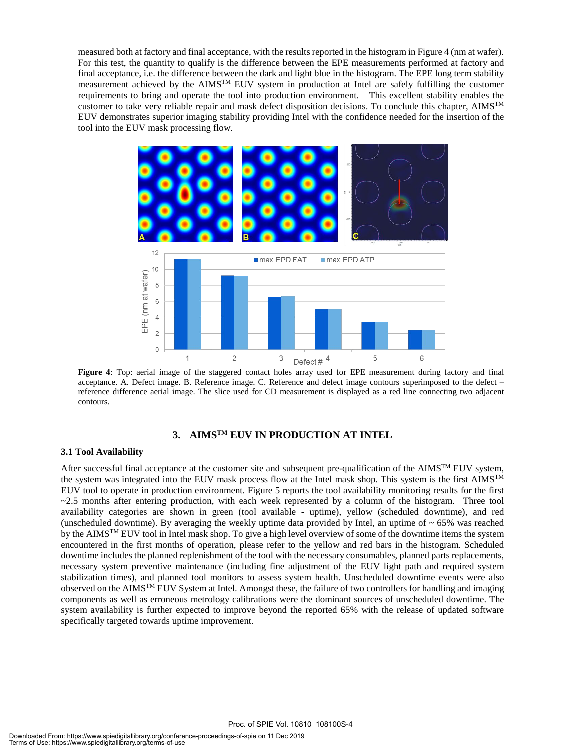measured both at factory and final acceptance, with the results reported in the histogram in Figure 4 (nm at wafer). For this test, the quantity to qualify is the difference between the EPE measurements performed at factory and final acceptance, i.e. the difference between the dark and light blue in the histogram. The EPE long term stability measurement achieved by the AIMS™ EUV system in production at Intel are safely fulfilling the customer requirements to bring and operate the tool into production environment. This excellent stability enables the customer to take very reliable repair and mask defect disposition decisions. To conclude this chapter, AIMS™ EUV demonstrates superior imaging stability providing Intel with the confidence needed for the insertion of the tool into the EUV mask processing flow.

**Figure 4**: Top: aerial image of the staggered contact holes array used for EPE measurement during factory and final acceptance. A. Defect image. B. Reference image. C. Reference and defect image contours superimposed to the defect – reference difference aerial image. The slice used for CD measurement is displayed as a red line connecting two adjacent contours.

## 3. AIMS™ EUV IN PRODUCTION AT INTEL

### 3.1 Tool Availability

After successful final acceptance at the customer site and subsequent pre-qualification of the AIMS™ EUV system, the system was integrated into the EUV mask process flow at the Intel mask shop. This system is the first AIMS™ EUV tool to operate in production environment. Figure 5 reports the tool availability monitoring results for the first ~2.5 months after entering production, with each week represented by a column of the histogram. Three tool availability categories are shown in green (tool available - uptime), yellow (scheduled downtime), and red (unscheduled downtime). By averaging the weekly uptime data provided by Intel, an uptime of ~ 65% was reached by the AIMS™ EUV tool in Intel mask shop. To give a high level overview of some of the downtime items the system encountered in the first months of operation, please refer to the yellow and red bars in the histogram. Scheduled downtime includes the planned replenishment of the tool with the necessary consumables, planned parts replacements, necessary system preventive maintenance (including fine adjustment of the EUV light path and required system stabilization times), and planned tool monitors to assess system health. Unscheduled downtime events were also observed on the AIMS™ EUV System at Intel. Amongst these, the failure of two controllers for handling and imaging components as well as erroneous metrology calibrations were the dominant sources of unscheduled downtime. The system availability is further expected to improve beyond the reported 65% with the release of updated software specifically targeted towards uptime improvement.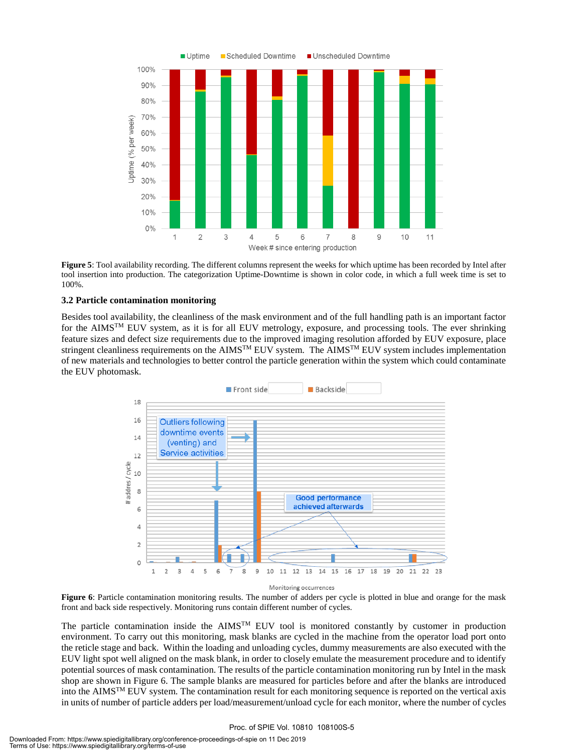**Figure 5**: Tool availability recording. The different columns represent the weeks for which uptime has been recorded by Intel after tool insertion into production. The categorization Uptime-Downtime is shown in color code, in which a full week time is set to 100%.

### 3.2 Particle contamination monitoring

Besides tool availability, the cleanliness of the mask environment and of the full handling path is an important factor for the AIMS™ EUV system, as it is for all EUV metrology, exposure, and processing tools. The ever shrinking feature sizes and defect size requirements due to the improved imaging resolution afforded by EUV exposure, place stringent cleanliness requirements on the AIMS™ EUV system. The AIMS™ EUV system includes implementation of new materials and technologies to better control the particle generation within the system which could contaminate the EUV photomask.

**Figure 6**: Particle contamination monitoring results. The number of adders per cycle is plotted in blue and orange for the mask front and back side respectively. Monitoring runs contain different number of cycles.

The particle contamination inside the AIMS™ EUV tool is monitored constantly by customer in production environment. To carry out this monitoring, mask blanks are cycled in the machine from the operator load port onto the reticle stage and back. Within the loading and unloading cycles, dummy measurements are also executed with the EUV light spot well aligned on the mask blank, in order to closely emulate the measurement procedure and to identify potential sources of mask contamination. The results of the particle contamination monitoring run by Intel in the mask shop are shown in Figure 6. The sample blanks are measured for particles before and after the blanks are introduced into the AIMS™ EUV system. The contamination result for each monitoring sequence is reported on the vertical axis in units of number of particle adders per load/measurement/unload cycle for each monitor, where the number of cycles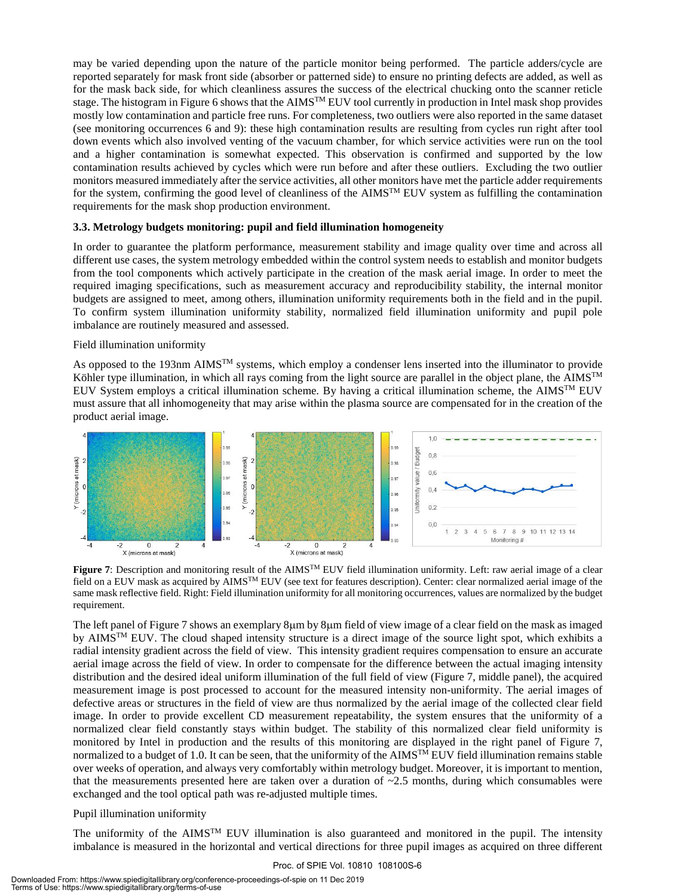may be varied depending upon the nature of the particle monitor being performed. The particle adders/cycle are reported separately for mask front side (absorber or patterned side) to ensure no printing defects are added, as well as for the mask back side, for which cleanliness assures the success of the electrical chucking onto the scanner reticle stage. The histogram in Figure 6 shows that the AIMS™ EUV tool currently in production in Intel mask shop provides mostly low contamination and particle free runs. For completeness, two outliers were also reported in the same dataset (see monitoring occurrences 6 and 9): these high contamination results are resulting from cycles run right after tool down events which also involved venting of the vacuum chamber, for which service activities were run on the tool and a higher contamination is somewhat expected. This observation is confirmed and supported by the low contamination results achieved by cycles which were run before and after these outliers. Excluding the two outlier monitors measured immediately after the service activities, all other monitors have met the particle adder requirements for the system, confirming the good level of cleanliness of the AIMS™ EUV system as fulfilling the contamination requirements for the mask shop production environment.

### 3.3. Metrology budgets monitoring: pupil and field illumination homogeneity

In order to guarantee the platform performance, measurement stability and image quality over time and across all different use cases, the system metrology embedded within the control system needs to establish and monitor budgets from the tool components which actively participate in the creation of the mask aerial image. In order to meet the required imaging specifications, such as measurement accuracy and reproducibility stability, the internal monitor budgets are assigned to meet, among others, illumination uniformity requirements both in the field and in the pupil. To confirm system illumination uniformity stability, normalized field illumination uniformity and pupil pole imbalance are routinely measured and assessed.

Field illumination uniformity

As opposed to the 193nm AIMS™ systems, which employ a condenser lens inserted into the illuminator to provide Köhler type illumination, in which all rays coming from the light source are parallel in the object plane, the AIMS™ EUV System employs a critical illumination scheme. By having a critical illumination scheme, the AIMS™ EUV must assure that all inhomogeneity that may arise within the plasma source are compensated for in the creation of the product aerial image.

**Figure 7**: Description and monitoring result of the AIMS™ EUV field illumination uniformity. Left: raw aerial image of a clear field on a EUV mask as acquired by AIMS™ EUV (see text for features description). Center: clear normalized aerial image of the same mask reflective field. Right: Field illumination uniformity for all monitoring occurrences, values are normalized by the budget requirement.

The left panel of Figure 7 shows an exemplary 8μm by 8μm field of view image of a clear field on the mask as imaged by AIMS™ EUV. The cloud shaped intensity structure is a direct image of the source light spot, which exhibits a radial intensity gradient across the field of view. This intensity gradient requires compensation to ensure an accurate aerial image across the field of view. In order to compensate for the difference between the actual imaging intensity distribution and the desired ideal uniform illumination of the full field of view (Figure 7, middle panel), the acquired measurement image is post processed to account for the measured intensity non-uniformity. The aerial images of defective areas or structures in the field of view are thus normalized by the aerial image of the collected clear field image. In order to provide excellent CD measurement repeatability, the system ensures that the uniformity of a normalized clear field constantly stays within budget. The stability of this normalized clear field uniformity is monitored by Intel in production and the results of this monitoring are displayed in the right panel of Figure 7, normalized to a budget of 1.0. It can be seen, that the uniformity of the AIMS™ EUV field illumination remains stable over weeks of operation, and always very comfortably within metrology budget. Moreover, it is important to mention, that the measurements presented here are taken over a duration of ~2.5 months, during which consumables were exchanged and the tool optical path was re-adjusted multiple times.

Pupil illumination uniformity

The uniformity of the AIMS™ EUV illumination is also guaranteed and monitored in the pupil. The intensity imbalance is measured in the horizontal and vertical directions for three pupil images as acquired on three different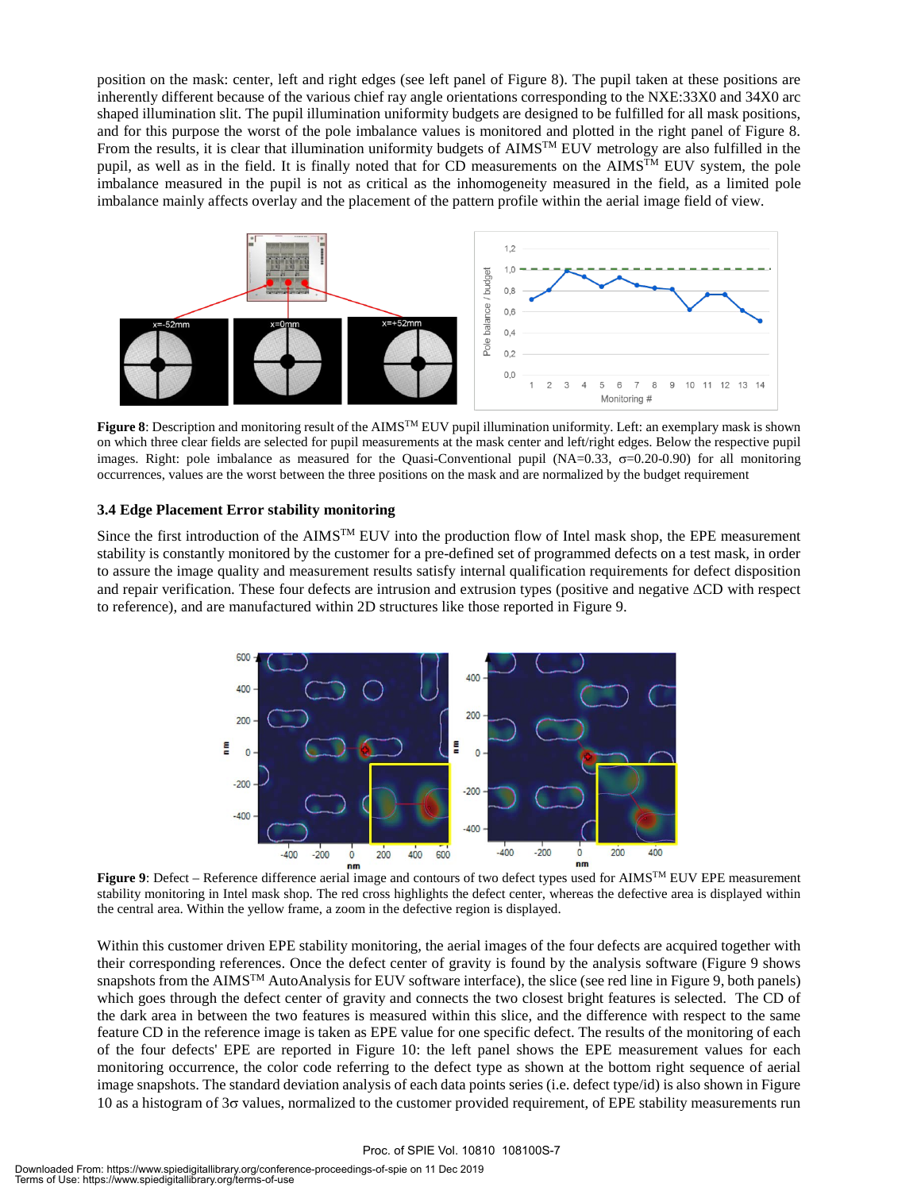position on the mask: center, left and right edges (see left panel of Figure 8). The pupil taken at these positions are inherently different because of the various chief ray angle orientations corresponding to the NXE:33X0 and 34X0 arc shaped illumination slit. The pupil illumination uniformity budgets are designed to be fulfilled for all mask positions, and for this purpose the worst of the pole imbalance values is monitored and plotted in the right panel of Figure 8. From the results, it is clear that illumination uniformity budgets of AIMS™ EUV metrology are also fulfilled in the pupil, as well as in the field. It is finally noted that for CD measurements on the AIMS™ EUV system, the pole imbalance measured in the pupil is not as critical as the inhomogeneity measured in the field, as a limited pole imbalance mainly affects overlay and the placement of the pattern profile within the aerial image field of view.

**Figure 8**: Description and monitoring result of the AIMS™ EUV pupil illumination uniformity. Left: an exemplary mask is shown on which three clear fields are selected for pupil measurements at the mask center and left/right edges. Below the respective pupil images. Right: pole imbalance as measured for the Quasi-Conventional pupil (NA=0.33, $\sigma$=0.20-0.90) for all monitoring occurrences, values are the worst between the three positions on the mask and are normalized by the budget requirement

### 3.4 Edge Placement Error stability monitoring

Since the first introduction of the AIMS™ EUV into the production flow of Intel mask shop, the EPE measurement stability is constantly monitored by the customer for a pre-defined set of programmed defects on a test mask, in order to assure the image quality and measurement results satisfy internal qualification requirements for defect disposition and repair verification. These four defects are intrusion and extrusion types (positive and negative $\Delta$CD with respect to reference), and are manufactured within 2D structures like those reported in Figure 9.

**Figure 9**: Defect – Reference difference aerial image and contours of two defect types used for AIMS™ EUV EPE measurement stability monitoring in Intel mask shop. The red cross highlights the defect center, whereas the defective area is displayed within the central area. Within the yellow frame, a zoom in the defective region is displayed.

Within this customer driven EPE stability monitoring, the aerial images of the four defects are acquired together with their corresponding references. Once the defect center of gravity is found by the analysis software (Figure 9 shows snapshots from the AIMS™ AutoAnalysis for EUV software interface), the slice (see red line in Figure 9, both panels) which goes through the defect center of gravity and connects the two closest bright features is selected. The CD of the dark area in between the two features is measured within this slice, and the difference with respect to the same feature CD in the reference image is taken as EPE value for one specific defect. The results of the monitoring of each of the four defects' EPE are reported in Figure 10: the left panel shows the EPE measurement values for each monitoring occurrence, the color code referring to the defect type as shown at the bottom right sequence of aerial image snapshots. The standard deviation analysis of each data points series (i.e. defect type/id) is also shown in Figure 10 as a histogram of 3$\sigma$ values, normalized to the customer provided requirement, of EPE stability measurements run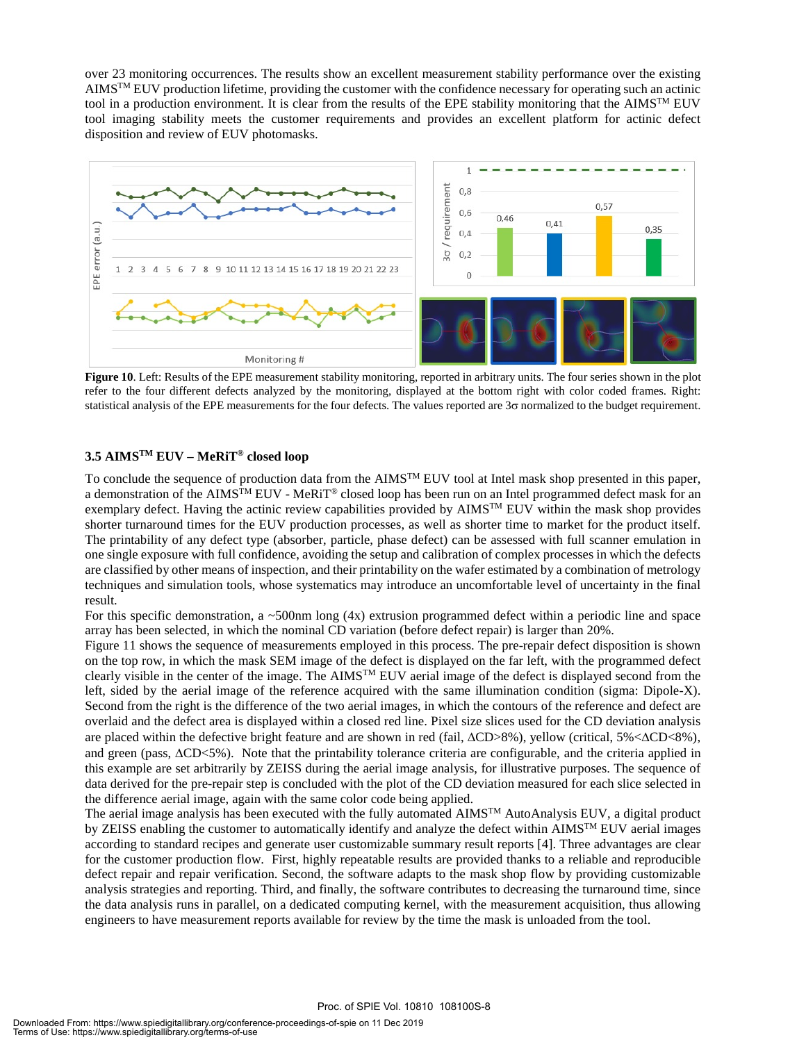over 23 monitoring occurrences. The results show an excellent measurement stability performance over the existing AIMS™ EUV production lifetime, providing the customer with the confidence necessary for operating such an actinic tool in a production environment. It is clear from the results of the EPE stability monitoring that the AIMS™ EUV tool imaging stability meets the customer requirements and provides an excellent platform for actinic defect disposition and review of EUV photomasks.

**Figure 10**. Left: Results of the EPE measurement stability monitoring, reported in arbitrary units. The four series shown in the plot refer to the four different defects analyzed by the monitoring, displayed at the bottom right with color coded frames. Right: statistical analysis of the EPE measurements for the four defects. The values reported are 3σ normalized to the budget requirement.

### 3.5 AIMS™ EUV – MeRiT® closed loop

To conclude the sequence of production data from the AIMS™ EUV tool at Intel mask shop presented in this paper, a demonstration of the AIMS™ EUV - MeRiT® closed loop has been run on an Intel programmed defect mask for an exemplary defect. Having the actinic review capabilities provided by AIMS™ EUV within the mask shop provides shorter turnaround times for the EUV production processes, as well as shorter time to market for the product itself. The printability of any defect type (absorber, particle, phase defect) can be assessed with full scanner emulation in one single exposure with full confidence, avoiding the setup and calibration of complex processes in which the defects are classified by other means of inspection, and their printability on the wafer estimated by a combination of metrology techniques and simulation tools, whose systematics may introduce an uncomfortable level of uncertainty in the final result.

For this specific demonstration, a ~500nm long (4x) extrusion programmed defect within a periodic line and space array has been selected, in which the nominal CD variation (before defect repair) is larger than 20%.

Figure 11 shows the sequence of measurements employed in this process. The pre-repair defect disposition is shown on the top row, in which the mask SEM image of the defect is displayed on the far left, with the programmed defect clearly visible in the center of the image. The AIMS™ EUV aerial image of the defect is displayed second from the left, sided by the aerial image of the reference acquired with the same illumination condition (sigma: Dipole-X). Second from the right is the difference of the two aerial images, in which the contours of the reference and defect are overlaid and the defect area is displayed within a closed red line. Pixel size slices used for the CD deviation analysis are placed within the defective bright feature and are shown in red (fail, $\Delta$CD>8%), yellow (critical, 5%<$\Delta$CD<8%), and green (pass, $\Delta$CD<5%). Note that the printability tolerance criteria are configurable, and the criteria applied in this example are set arbitrarily by ZEISS during the aerial image analysis, for illustrative purposes. The sequence of data derived for the pre-repair step is concluded with the plot of the CD deviation measured for each slice selected in the difference aerial image, again with the same color code being applied.

The aerial image analysis has been executed with the fully automated AIMS™ AutoAnalysis EUV, a digital product by ZEISS enabling the customer to automatically identify and analyze the defect within AIMS™ EUV aerial images according to standard recipes and generate user customizable summary result reports [4]. Three advantages are clear for the customer production flow. First, highly repeatable results are provided thanks to a reliable and reproducible defect repair and repair verification. Second, the software adapts to the mask shop flow by providing customizable analysis strategies and reporting. Third, and finally, the software contributes to decreasing the turnaround time, since the data analysis runs in parallel, on a dedicated computing kernel, with the measurement acquisition, thus allowing engineers to have measurement reports available for review by the time the mask is unloaded from the tool.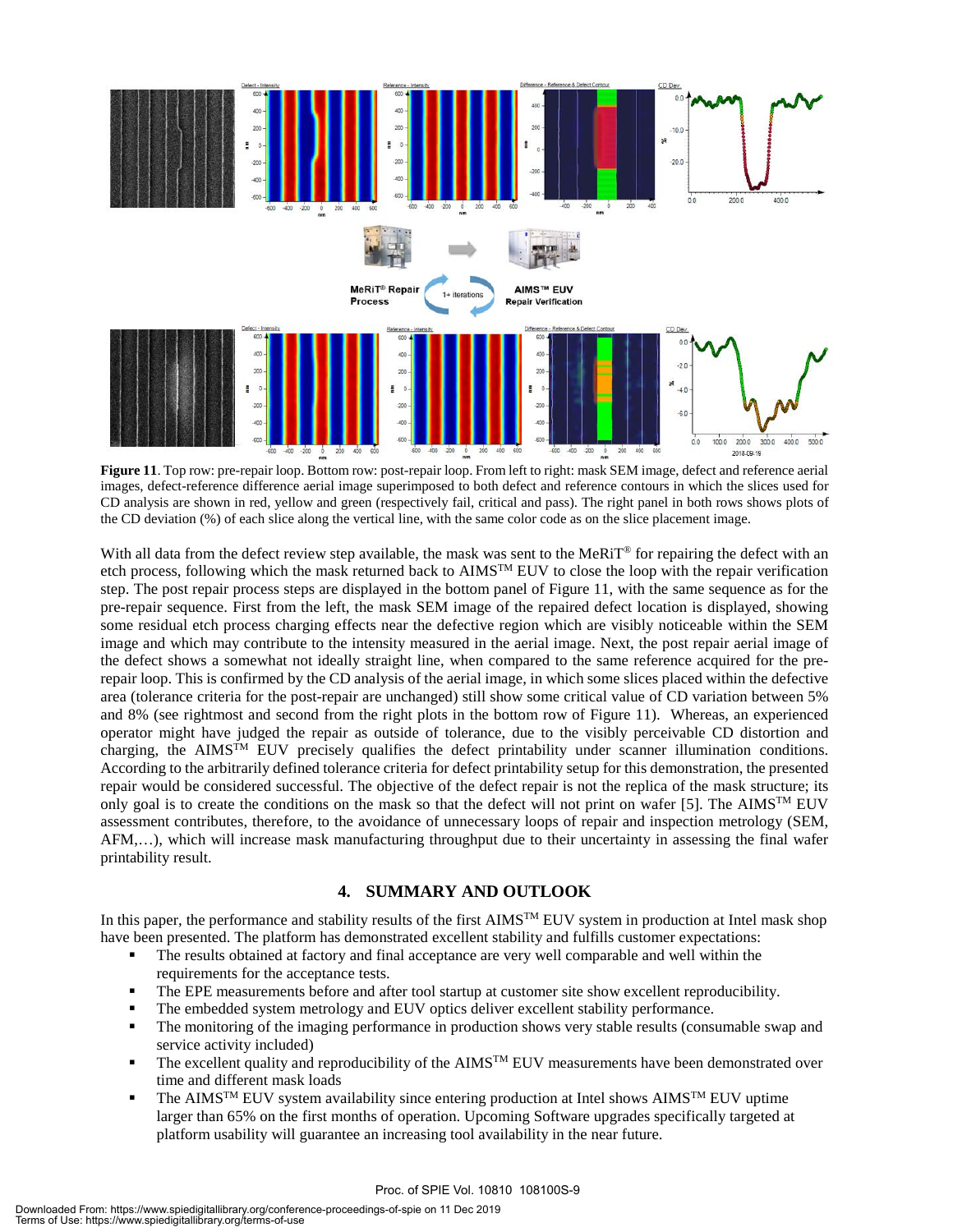**Figure 11**. Top row: pre-repair loop. Bottom row: post-repair loop. From left to right: mask SEM image, defect and reference aerial images, defect-reference difference aerial image superimposed to both defect and reference contours in which the slices used for CD analysis are shown in red, yellow and green (respectively fail, critical and pass). The right panel in both rows shows plots of the CD deviation (%) of each slice along the vertical line, with the same color code as on the slice placement image.

With all data from the defect review step available, the mask was sent to the MeRiT® for repairing the defect with an etch process, following which the mask returned back to AIMS™ EUV to close the loop with the repair verification step. The post repair process steps are displayed in the bottom panel of Figure 11, with the same sequence as for the pre-repair sequence. First from the left, the mask SEM image of the repaired defect location is displayed, showing some residual etch process charging effects near the defective region which are visibly noticeable within the SEM image and which may contribute to the intensity measured in the aerial image. Next, the post repair aerial image of the defect shows a somewhat not ideally straight line, when compared to the same reference acquired for the pre-repair loop. This is confirmed by the CD analysis of the aerial image, in which some slices placed within the defective area (tolerance criteria for the post-repair are unchanged) still show some critical value of CD variation between 5% and 8% (see rightmost and second from the right plots in the bottom row of Figure 11). Whereas, an experienced operator might have judged the repair as outside of tolerance, due to the visibly perceivable CD distortion and charging, the AIMS™ EUV precisely qualifies the defect printability under scanner illumination conditions. According to the arbitrarily defined tolerance criteria for defect printability setup for this demonstration, the presented repair would be considered successful. The objective of the defect repair is not the replica of the mask structure; its only goal is to create the conditions on the mask so that the defect will not print on wafer [5]. The AIMS™ EUV assessment contributes, therefore, to the avoidance of unnecessary loops of repair and inspection metrology (SEM, AFM,…), which will increase mask manufacturing throughput due to their uncertainty in assessing the final wafer printability result.

## 4. SUMMARY AND OUTLOOK

In this paper, the performance and stability results of the first AIMS™ EUV system in production at Intel mask shop have been presented. The platform has demonstrated excellent stability and fulfills customer expectations:

- The results obtained at factory and final acceptance are very well comparable and well within the requirements for the acceptance tests.
- The EPE measurements before and after tool startup at customer site show excellent reproducibility.
- The embedded system metrology and EUV optics deliver excellent stability performance.
- The monitoring of the imaging performance in production shows very stable results (consumable swap and service activity included)
- The excellent quality and reproducibility of the AIMS™ EUV measurements have been demonstrated over time and different mask loads
- The AIMS™ EUV system availability since entering production at Intel shows AIMS™ EUV uptime larger than 65% on the first months of operation. Upcoming Software upgrades specifically targeted at platform usability will guarantee an increasing tool availability in the near future.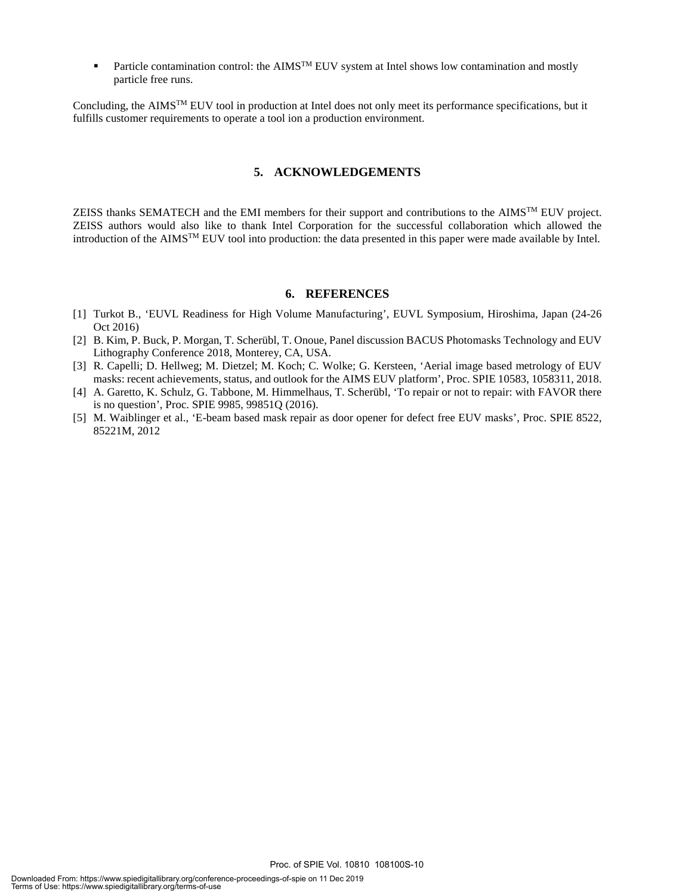- Particle contamination control: the AIMS[TM] EUV system at Intel shows low contamination and mostly particle free runs.

Concluding, the AIMS[TM] EUV tool in production at Intel does not only meet its performance specifications, but it fulfills customer requirements to operate a tool ion a production environment.

## 5. ACKNOWLEDGEMENTS

ZEISS thanks SEMATECH and the EMI members for their support and contributions to the AIMS[TM] EUV project. ZEISS authors would also like to thank Intel Corporation for the successful collaboration which allowed the introduction of the AIMS[TM] EUV tool into production: the data presented in this paper were made available by Intel.

## 6. REFERENCES

[1] Turkot B., 'EUVL Readiness for High Volume Manufacturing', EUVL Symposium, Hiroshima, Japan (24-26 Oct 2016)

[2] B. Kim, P. Buck, P. Morgan, T. Scherübl, T. Onoue, Panel discussion BACUS Photomasks Technology and EUV Lithography Conference 2018, Monterey, CA, USA.

[3] R. Capelli; D. Hellweg; M. Dietzel; M. Koch; C. Wolke; G. Kersteen, 'Aerial image based metrology of EUV masks: recent achievements, status, and outlook for the AIMS EUV platform', Proc. SPIE 10583, 1058311, 2018.

[4] A. Garetto, K. Schulz, G. Tabbone, M. Himmelhaus, T. Scherübl, 'To repair or not to repair: with FAVOR there is no question', Proc. SPIE 9985, 99851Q (2016).

[5] M. Waiblinger et al., 'E-beam based mask repair as door opener for defect free EUV masks', Proc. SPIE 8522, 85221M, 2012